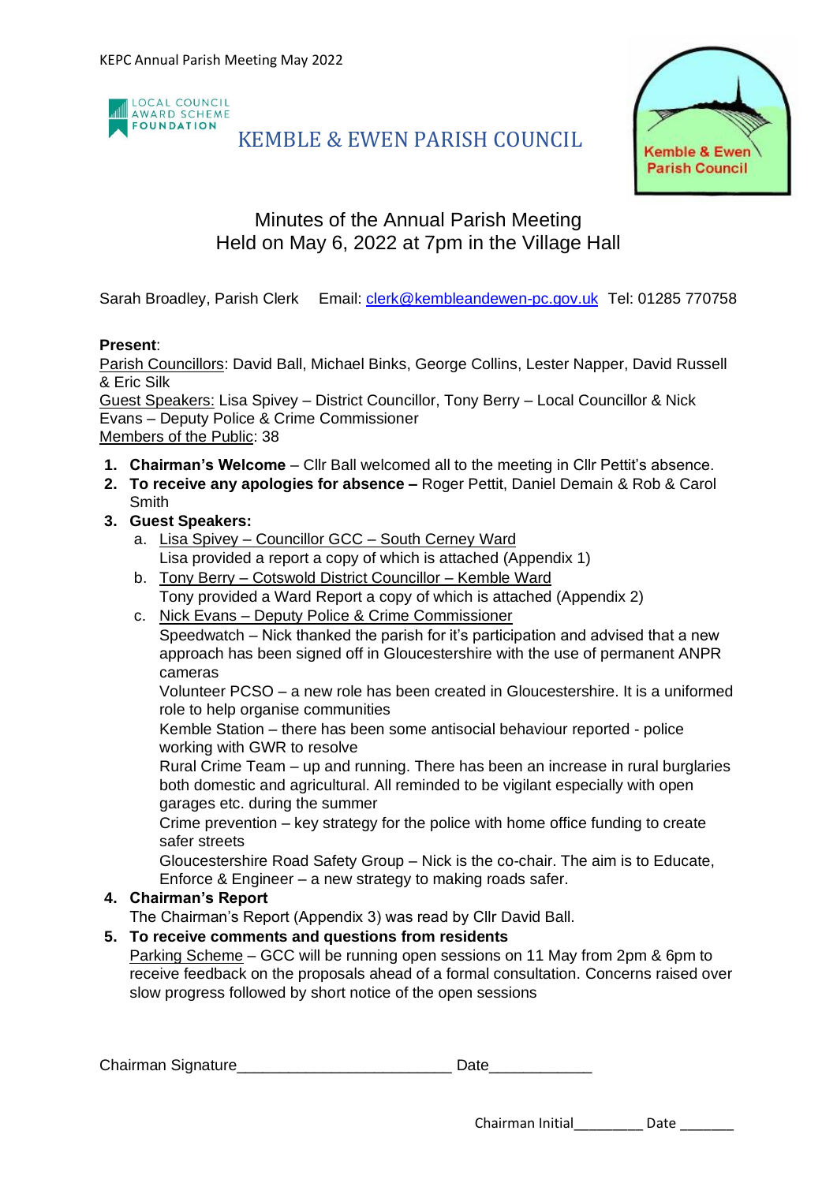LOCAL COUNCIL AWARD SCHEME FOUNDATION

# KEMBLE & EWEN PARISH COUNCIL

Kemble & Ewen Parish Council

## Minutes of the Annual Parish Meeting
## Held on May 6, 2022 at 7pm in the Village Hall

Sarah Broadley, Parish Clerk    Email: clerk@kembleandewen-pc.gov.uk  Tel: 01285 770758

**Present**:
Parish Councillors: David Ball, Michael Binks, George Collins, Lester Napper, David Russell & Eric Silk
Guest Speakers: Lisa Spivey – District Councillor, Tony Berry – Local Councillor & Nick Evans – Deputy Police & Crime Commissioner
Members of the Public: 38

1. **Chairman's Welcome** – Cllr Ball welcomed all to the meeting in Cllr Pettit's absence.
2. **To receive any apologies for absence –** Roger Pettit, Daniel Demain & Rob & Carol Smith
3. **Guest Speakers:**
   a. Lisa Spivey – Councillor GCC – South Cerney Ward
      Lisa provided a report a copy of which is attached (Appendix 1)
   b. Tony Berry – Cotswold District Councillor – Kemble Ward
      Tony provided a Ward Report a copy of which is attached (Appendix 2)
   c. Nick Evans – Deputy Police & Crime Commissioner
      Speedwatch – Nick thanked the parish for it's participation and advised that a new approach has been signed off in Gloucestershire with the use of permanent ANPR cameras
      Volunteer PCSO – a new role has been created in Gloucestershire. It is a uniformed role to help organise communities
      Kemble Station – there has been some antisocial behaviour reported - police working with GWR to resolve
      Rural Crime Team – up and running. There has been an increase in rural burglaries both domestic and agricultural. All reminded to be vigilant especially with open garages etc. during the summer
      Crime prevention – key strategy for the police with home office funding to create safer streets
      Gloucestershire Road Safety Group – Nick is the co-chair. The aim is to Educate, Enforce & Engineer – a new strategy to making roads safer.
4. **Chairman's Report**
   The Chairman's Report (Appendix 3) was read by Cllr David Ball.
5. **To receive comments and questions from residents**
   Parking Scheme – GCC will be running open sessions on 11 May from 2pm & 6pm to receive feedback on the proposals ahead of a formal consultation. Concerns raised over slow progress followed by short notice of the open sessions

Chairman Signature________________________ Date____________

Chairman Initial_________ Date _______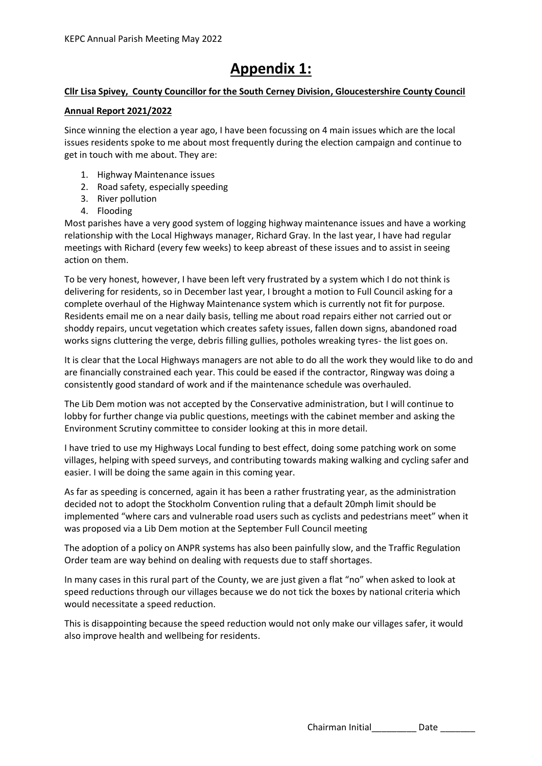# Appendix 1:

**Cllr Lisa Spivey, County Councillor for the South Cerney Division, Gloucestershire County Council**

**Annual Report 2021/2022**

Since winning the election a year ago, I have been focussing on 4 main issues which are the local issues residents spoke to me about most frequently during the election campaign and continue to get in touch with me about. They are:

1. Highway Maintenance issues
2. Road safety, especially speeding
3. River pollution
4. Flooding

Most parishes have a very good system of logging highway maintenance issues and have a working relationship with the Local Highways manager, Richard Gray. In the last year, I have had regular meetings with Richard (every few weeks) to keep abreast of these issues and to assist in seeing action on them.

To be very honest, however, I have been left very frustrated by a system which I do not think is delivering for residents, so in December last year, I brought a motion to Full Council asking for a complete overhaul of the Highway Maintenance system which is currently not fit for purpose. Residents email me on a near daily basis, telling me about road repairs either not carried out or shoddy repairs, uncut vegetation which creates safety issues, fallen down signs, abandoned road works signs cluttering the verge, debris filling gullies, potholes wreaking tyres- the list goes on.

It is clear that the Local Highways managers are not able to do all the work they would like to do and are financially constrained each year. This could be eased if the contractor, Ringway was doing a consistently good standard of work and if the maintenance schedule was overhauled.

The Lib Dem motion was not accepted by the Conservative administration, but I will continue to lobby for further change via public questions, meetings with the cabinet member and asking the Environment Scrutiny committee to consider looking at this in more detail.

I have tried to use my Highways Local funding to best effect, doing some patching work on some villages, helping with speed surveys, and contributing towards making walking and cycling safer and easier. I will be doing the same again in this coming year.

As far as speeding is concerned, again it has been a rather frustrating year, as the administration decided not to adopt the Stockholm Convention ruling that a default 20mph limit should be implemented "where cars and vulnerable road users such as cyclists and pedestrians meet" when it was proposed via a Lib Dem motion at the September Full Council meeting

The adoption of a policy on ANPR systems has also been painfully slow, and the Traffic Regulation Order team are way behind on dealing with requests due to staff shortages.

In many cases in this rural part of the County, we are just given a flat "no" when asked to look at speed reductions through our villages because we do not tick the boxes by national criteria which would necessitate a speed reduction.

This is disappointing because the speed reduction would not only make our villages safer, it would also improve health and wellbeing for residents.

Chairman Initial_________ Date _______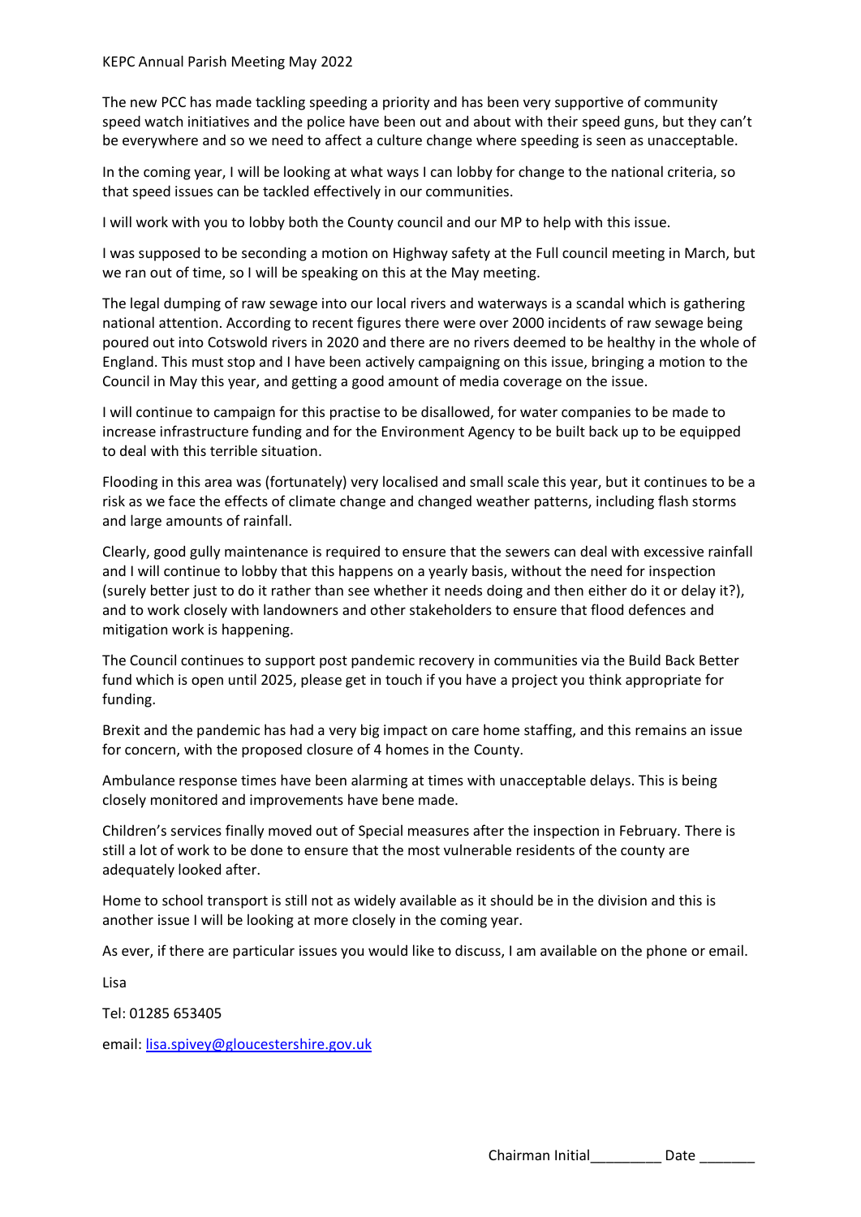The new PCC has made tackling speeding a priority and has been very supportive of community speed watch initiatives and the police have been out and about with their speed guns, but they can't be everywhere and so we need to affect a culture change where speeding is seen as unacceptable.

In the coming year, I will be looking at what ways I can lobby for change to the national criteria, so that speed issues can be tackled effectively in our communities.

I will work with you to lobby both the County council and our MP to help with this issue.

I was supposed to be seconding a motion on Highway safety at the Full council meeting in March, but we ran out of time, so I will be speaking on this at the May meeting.

The legal dumping of raw sewage into our local rivers and waterways is a scandal which is gathering national attention. According to recent figures there were over 2000 incidents of raw sewage being poured out into Cotswold rivers in 2020 and there are no rivers deemed to be healthy in the whole of England. This must stop and I have been actively campaigning on this issue, bringing a motion to the Council in May this year, and getting a good amount of media coverage on the issue.

I will continue to campaign for this practise to be disallowed, for water companies to be made to increase infrastructure funding and for the Environment Agency to be built back up to be equipped to deal with this terrible situation.

Flooding in this area was (fortunately) very localised and small scale this year, but it continues to be a risk as we face the effects of climate change and changed weather patterns, including flash storms and large amounts of rainfall.

Clearly, good gully maintenance is required to ensure that the sewers can deal with excessive rainfall and I will continue to lobby that this happens on a yearly basis, without the need for inspection (surely better just to do it rather than see whether it needs doing and then either do it or delay it?), and to work closely with landowners and other stakeholders to ensure that flood defences and mitigation work is happening.

The Council continues to support post pandemic recovery in communities via the Build Back Better fund which is open until 2025, please get in touch if you have a project you think appropriate for funding.

Brexit and the pandemic has had a very big impact on care home staffing, and this remains an issue for concern, with the proposed closure of 4 homes in the County.

Ambulance response times have been alarming at times with unacceptable delays. This is being closely monitored and improvements have bene made.

Children's services finally moved out of Special measures after the inspection in February. There is still a lot of work to be done to ensure that the most vulnerable residents of the county are adequately looked after.

Home to school transport is still not as widely available as it should be in the division and this is another issue I will be looking at more closely in the coming year.

As ever, if there are particular issues you would like to discuss, I am available on the phone or email.

Lisa

Tel: 01285 653405

email: lisa.spivey@gloucestershire.gov.uk

Chairman Initial_________ Date _______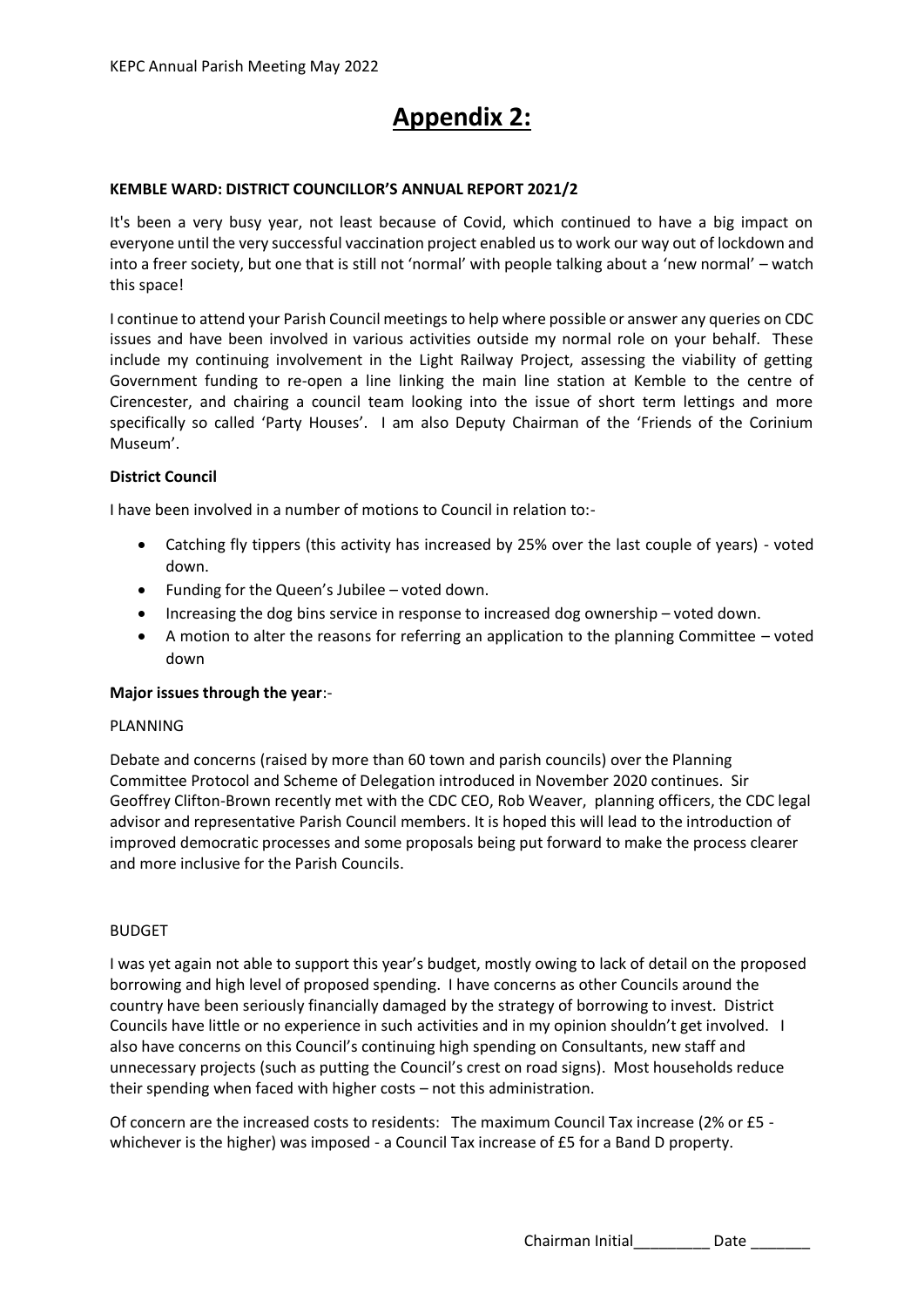# Appendix 2:

**KEMBLE WARD: DISTRICT COUNCILLOR'S ANNUAL REPORT 2021/2**

It's been a very busy year, not least because of Covid, which continued to have a big impact on everyone until the very successful vaccination project enabled us to work our way out of lockdown and into a freer society, but one that is still not 'normal' with people talking about a 'new normal' – watch this space!

I continue to attend your Parish Council meetings to help where possible or answer any queries on CDC issues and have been involved in various activities outside my normal role on your behalf. These include my continuing involvement in the Light Railway Project, assessing the viability of getting Government funding to re-open a line linking the main line station at Kemble to the centre of Cirencester, and chairing a council team looking into the issue of short term lettings and more specifically so called 'Party Houses'. I am also Deputy Chairman of the 'Friends of the Corinium Museum'.

**District Council**

I have been involved in a number of motions to Council in relation to:-

- Catching fly tippers (this activity has increased by 25% over the last couple of years) - voted down.
- Funding for the Queen's Jubilee – voted down.
- Increasing the dog bins service in response to increased dog ownership – voted down.
- A motion to alter the reasons for referring an application to the planning Committee – voted down

**Major issues through the year**:-

PLANNING

Debate and concerns (raised by more than 60 town and parish councils) over the Planning Committee Protocol and Scheme of Delegation introduced in November 2020 continues. Sir Geoffrey Clifton-Brown recently met with the CDC CEO, Rob Weaver, planning officers, the CDC legal advisor and representative Parish Council members. It is hoped this will lead to the introduction of improved democratic processes and some proposals being put forward to make the process clearer and more inclusive for the Parish Councils.

BUDGET

I was yet again not able to support this year's budget, mostly owing to lack of detail on the proposed borrowing and high level of proposed spending. I have concerns as other Councils around the country have been seriously financially damaged by the strategy of borrowing to invest. District Councils have little or no experience in such activities and in my opinion shouldn't get involved. I also have concerns on this Council's continuing high spending on Consultants, new staff and unnecessary projects (such as putting the Council's crest on road signs). Most households reduce their spending when faced with higher costs – not this administration.

Of concern are the increased costs to residents: The maximum Council Tax increase (2% or £5 - whichever is the higher) was imposed - a Council Tax increase of £5 for a Band D property.

Chairman Initial_________ Date _______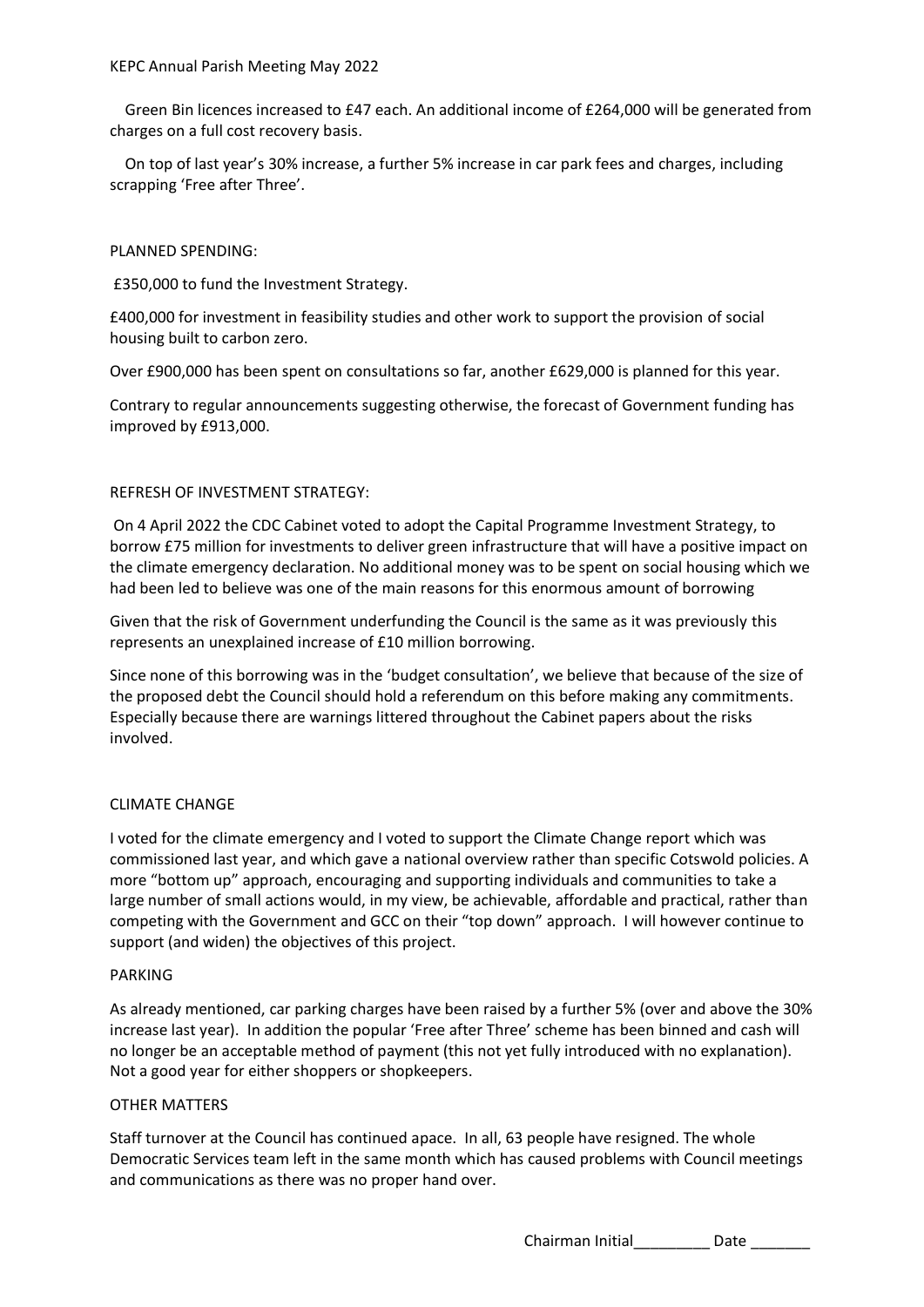Green Bin licences increased to £47 each. An additional income of £264,000 will be generated from charges on a full cost recovery basis.

On top of last year's 30% increase, a further 5% increase in car park fees and charges, including scrapping 'Free after Three'.

PLANNED SPENDING:

£350,000 to fund the Investment Strategy.

£400,000 for investment in feasibility studies and other work to support the provision of social housing built to carbon zero.

Over £900,000 has been spent on consultations so far, another £629,000 is planned for this year.

Contrary to regular announcements suggesting otherwise, the forecast of Government funding has improved by £913,000.

REFRESH OF INVESTMENT STRATEGY:

On 4 April 2022 the CDC Cabinet voted to adopt the Capital Programme Investment Strategy, to borrow £75 million for investments to deliver green infrastructure that will have a positive impact on the climate emergency declaration. No additional money was to be spent on social housing which we had been led to believe was one of the main reasons for this enormous amount of borrowing

Given that the risk of Government underfunding the Council is the same as it was previously this represents an unexplained increase of £10 million borrowing.

Since none of this borrowing was in the 'budget consultation', we believe that because of the size of the proposed debt the Council should hold a referendum on this before making any commitments. Especially because there are warnings littered throughout the Cabinet papers about the risks involved.

CLIMATE CHANGE

I voted for the climate emergency and I voted to support the Climate Change report which was commissioned last year, and which gave a national overview rather than specific Cotswold policies. A more "bottom up" approach, encouraging and supporting individuals and communities to take a large number of small actions would, in my view, be achievable, affordable and practical, rather than competing with the Government and GCC on their "top down" approach. I will however continue to support (and widen) the objectives of this project.

PARKING

As already mentioned, car parking charges have been raised by a further 5% (over and above the 30% increase last year). In addition the popular 'Free after Three' scheme has been binned and cash will no longer be an acceptable method of payment (this not yet fully introduced with no explanation). Not a good year for either shoppers or shopkeepers.

OTHER MATTERS

Staff turnover at the Council has continued apace. In all, 63 people have resigned. The whole Democratic Services team left in the same month which has caused problems with Council meetings and communications as there was no proper hand over.

Chairman Initial_________ Date _______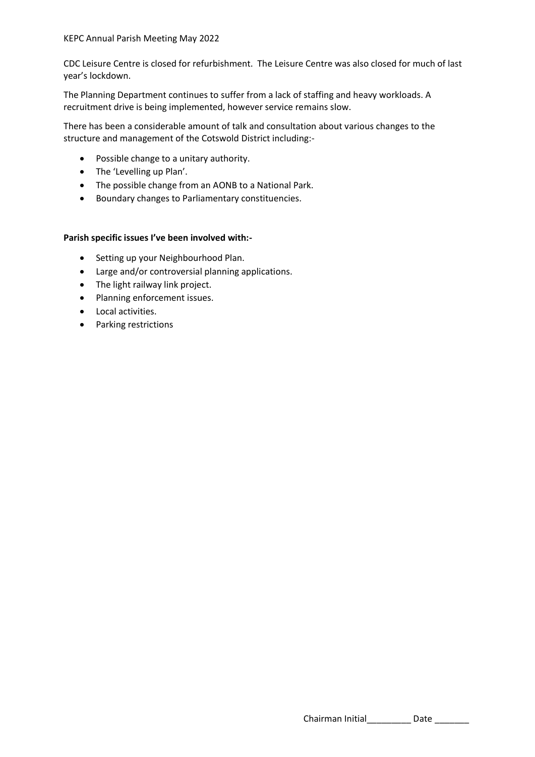CDC Leisure Centre is closed for refurbishment. The Leisure Centre was also closed for much of last year's lockdown.

The Planning Department continues to suffer from a lack of staffing and heavy workloads. A recruitment drive is being implemented, however service remains slow.

There has been a considerable amount of talk and consultation about various changes to the structure and management of the Cotswold District including:-

- Possible change to a unitary authority.
- The 'Levelling up Plan'.
- The possible change from an AONB to a National Park.
- Boundary changes to Parliamentary constituencies.

**Parish specific issues I've been involved with:-**

- Setting up your Neighbourhood Plan.
- Large and/or controversial planning applications.
- The light railway link project.
- Planning enforcement issues.
- Local activities.
- Parking restrictions

Chairman Initial_________ Date _______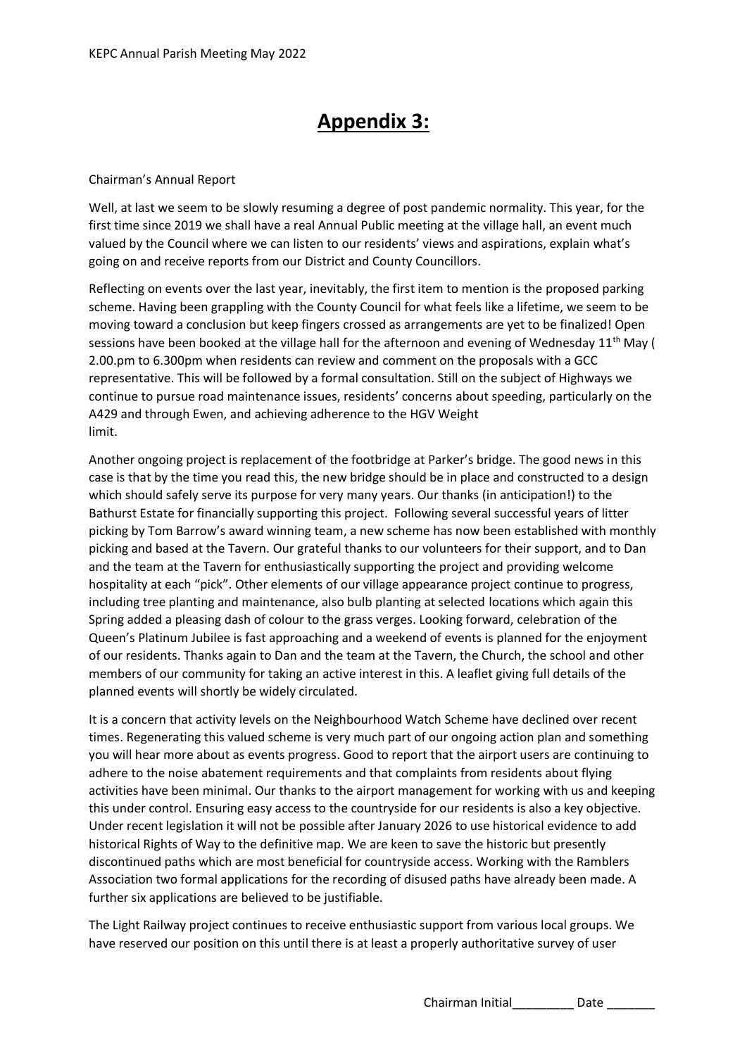# Appendix 3:

Chairman's Annual Report

Well, at last we seem to be slowly resuming a degree of post pandemic normality. This year, for the first time since 2019 we shall have a real Annual Public meeting at the village hall, an event much valued by the Council where we can listen to our residents' views and aspirations, explain what's going on and receive reports from our District and County Councillors.

Reflecting on events over the last year, inevitably, the first item to mention is the proposed parking scheme. Having been grappling with the County Council for what feels like a lifetime, we seem to be moving toward a conclusion but keep fingers crossed as arrangements are yet to be finalized! Open sessions have been booked at the village hall for the afternoon and evening of Wednesday 11th May ( 2.00.pm to 6.300pm when residents can review and comment on the proposals with a GCC representative. This will be followed by a formal consultation. Still on the subject of Highways we continue to pursue road maintenance issues, residents' concerns about speeding, particularly on the A429 and through Ewen, and achieving adherence to the HGV Weight limit.

Another ongoing project is replacement of the footbridge at Parker's bridge. The good news in this case is that by the time you read this, the new bridge should be in place and constructed to a design which should safely serve its purpose for very many years. Our thanks (in anticipation!) to the Bathurst Estate for financially supporting this project. Following several successful years of litter picking by Tom Barrow's award winning team, a new scheme has now been established with monthly picking and based at the Tavern. Our grateful thanks to our volunteers for their support, and to Dan and the team at the Tavern for enthusiastically supporting the project and providing welcome hospitality at each "pick". Other elements of our village appearance project continue to progress, including tree planting and maintenance, also bulb planting at selected locations which again this Spring added a pleasing dash of colour to the grass verges. Looking forward, celebration of the Queen's Platinum Jubilee is fast approaching and a weekend of events is planned for the enjoyment of our residents. Thanks again to Dan and the team at the Tavern, the Church, the school and other members of our community for taking an active interest in this. A leaflet giving full details of the planned events will shortly be widely circulated.

It is a concern that activity levels on the Neighbourhood Watch Scheme have declined over recent times. Regenerating this valued scheme is very much part of our ongoing action plan and something you will hear more about as events progress. Good to report that the airport users are continuing to adhere to the noise abatement requirements and that complaints from residents about flying activities have been minimal. Our thanks to the airport management for working with us and keeping this under control. Ensuring easy access to the countryside for our residents is also a key objective. Under recent legislation it will not be possible after January 2026 to use historical evidence to add historical Rights of Way to the definitive map. We are keen to save the historic but presently discontinued paths which are most beneficial for countryside access. Working with the Ramblers Association two formal applications for the recording of disused paths have already been made. A further six applications are believed to be justifiable.

The Light Railway project continues to receive enthusiastic support from various local groups. We have reserved our position on this until there is at least a properly authoritative survey of user

Chairman Initial_________ Date _______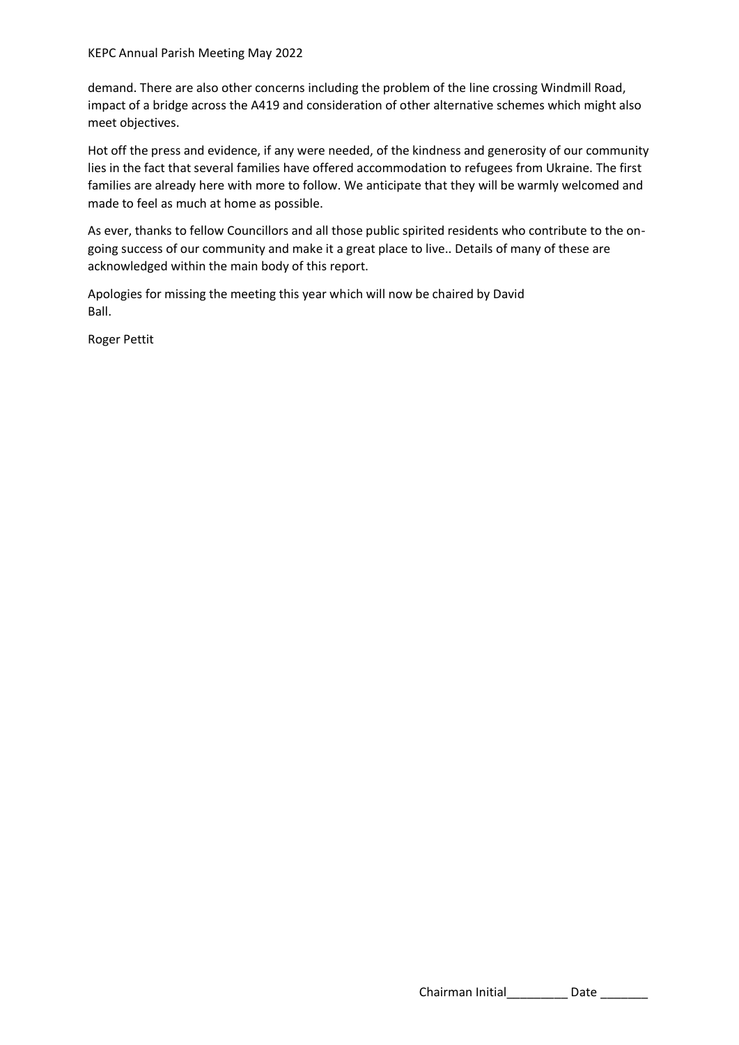demand. There are also other concerns including the problem of the line crossing Windmill Road, impact of a bridge across the A419 and consideration of other alternative schemes which might also meet objectives.

Hot off the press and evidence, if any were needed, of the kindness and generosity of our community lies in the fact that several families have offered accommodation to refugees from Ukraine. The first families are already here with more to follow. We anticipate that they will be warmly welcomed and made to feel as much at home as possible.

As ever, thanks to fellow Councillors and all those public spirited residents who contribute to the on-going success of our community and make it a great place to live.. Details of many of these are acknowledged within the main body of this report.

Apologies for missing the meeting this year which will now be chaired by David Ball.

Roger Pettit

Chairman Initial_________ Date _______